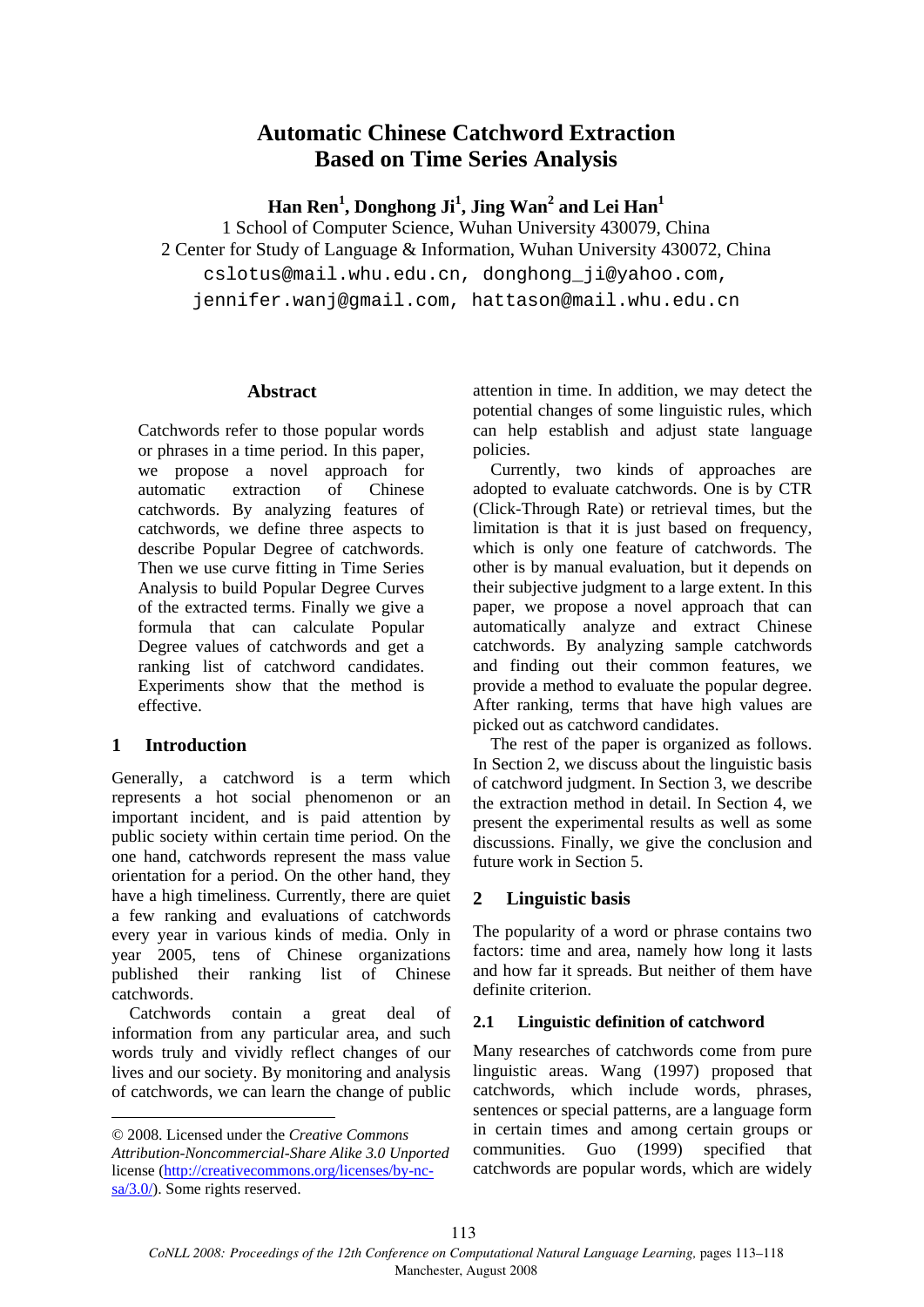# Automatic Chinese Catchword Extraction Based on Time Series Analysis

**Han Ren[1], Donghong Ji[1], Jing Wan[2] and Lei Han[1]**

1 School of Computer Science, Wuhan University 430079, China
2 Center for Study of Language & Information, Wuhan University 430072, China
cslotus@mail.whu.edu.cn, donghong_ji@yahoo.com, jennifer.wanj@gmail.com, hattason@mail.whu.edu.cn

## Abstract

Catchwords refer to those popular words or phrases in a time period. In this paper, we propose a novel approach for automatic extraction of Chinese catchwords. By analyzing features of catchwords, we define three aspects to describe Popular Degree of catchwords. Then we use curve fitting in Time Series Analysis to build Popular Degree Curves of the extracted terms. Finally we give a formula that can calculate Popular Degree values of catchwords and get a ranking list of catchword candidates. Experiments show that the method is effective.

## 1 Introduction

Generally, a catchword is a term which represents a hot social phenomenon or an important incident, and is paid attention by public society within certain time period. On the one hand, catchwords represent the mass value orientation for a period. On the other hand, they have a high timeliness. Currently, there are quiet a few ranking and evaluations of catchwords every year in various kinds of media. Only in year 2005, tens of Chinese organizations published their ranking list of Chinese catchwords.

Catchwords contain a great deal of information from any particular area, and such words truly and vividly reflect changes of our lives and our society. By monitoring and analysis of catchwords, we can learn the change of public attention in time. In addition, we may detect the potential changes of some linguistic rules, which can help establish and adjust state language policies.

Currently, two kinds of approaches are adopted to evaluate catchwords. One is by CTR (Click-Through Rate) or retrieval times, but the limitation is that it is just based on frequency, which is only one feature of catchwords. The other is by manual evaluation, but it depends on their subjective judgment to a large extent. In this paper, we propose a novel approach that can automatically analyze and extract Chinese catchwords. By analyzing sample catchwords and finding out their common features, we provide a method to evaluate the popular degree. After ranking, terms that have high values are picked out as catchword candidates.

The rest of the paper is organized as follows. In Section 2, we discuss about the linguistic basis of catchword judgment. In Section 3, we describe the extraction method in detail. In Section 4, we present the experimental results as well as some discussions. Finally, we give the conclusion and future work in Section 5.

## 2 Linguistic basis

The popularity of a word or phrase contains two factors: time and area, namely how long it lasts and how far it spreads. But neither of them have definite criterion.

### 2.1 Linguistic definition of catchword

Many researches of catchwords come from pure linguistic areas. Wang (1997) proposed that catchwords, which include words, phrases, sentences or special patterns, are a language form in certain times and among certain groups or communities. Guo (1999) specified that catchwords are popular words, which are widely

© 2008. Licensed under the *Creative Commons Attribution-Noncommercial-Share Alike 3.0 Unported* license (http://creativecommons.org/licenses/by-nc-sa/3.0/). Some rights reserved.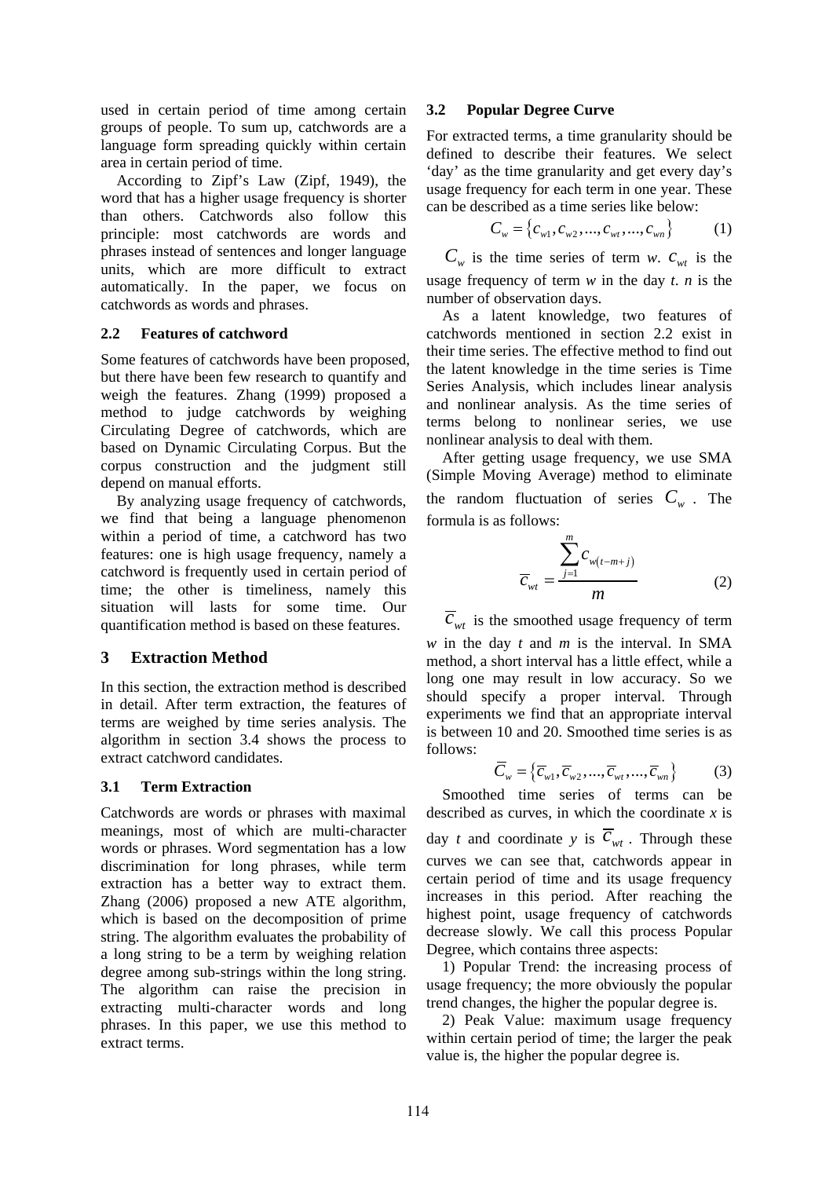used in certain period of time among certain groups of people. To sum up, catchwords are a language form spreading quickly within certain area in certain period of time.

According to Zipf's Law (Zipf, 1949), the word that has a higher usage frequency is shorter than others. Catchwords also follow this principle: most catchwords are words and phrases instead of sentences and longer language units, which are more difficult to extract automatically. In the paper, we focus on catchwords as words and phrases.

### 2.2 Features of catchword

Some features of catchwords have been proposed, but there have been few research to quantify and weigh the features. Zhang (1999) proposed a method to judge catchwords by weighing Circulating Degree of catchwords, which are based on Dynamic Circulating Corpus. But the corpus construction and the judgment still depend on manual efforts.

By analyzing usage frequency of catchwords, we find that being a language phenomenon within a period of time, a catchword has two features: one is high usage frequency, namely a catchword is frequently used in certain period of time; the other is timeliness, namely this situation will lasts for some time. Our quantification method is based on these features.

## 3 Extraction Method

In this section, the extraction method is described in detail. After term extraction, the features of terms are weighed by time series analysis. The algorithm in section 3.4 shows the process to extract catchword candidates.

### 3.1 Term Extraction

Catchwords are words or phrases with maximal meanings, most of which are multi-character words or phrases. Word segmentation has a low discrimination for long phrases, while term extraction has a better way to extract them. Zhang (2006) proposed a new ATE algorithm, which is based on the decomposition of prime string. The algorithm evaluates the probability of a long string to be a term by weighing relation degree among sub-strings within the long string. The algorithm can raise the precision in extracting multi-character words and long phrases. In this paper, we use this method to extract terms.

### 3.2 Popular Degree Curve

For extracted terms, a time granularity should be defined to describe their features. We select 'day' as the time granularity and get every day's usage frequency for each term in one year. These can be described as a time series like below:

$$C_w = \{c_{w1}, c_{w2}, ..., c_{wt}, ..., c_{wn}\} \qquad (1)$$

$C_w$ is the time series of term *w*. $c_{wt}$ is the usage frequency of term *w* in the day *t*. *n* is the number of observation days.

As a latent knowledge, two features of catchwords mentioned in section 2.2 exist in their time series. The effective method to find out the latent knowledge in the time series is Time Series Analysis, which includes linear analysis and nonlinear analysis. As the time series of terms belong to nonlinear series, we use nonlinear analysis to deal with them.

After getting usage frequency, we use SMA (Simple Moving Average) method to eliminate the random fluctuation of series $C_w$. The formula is as follows:

$$\overline{c}_{wt} = \frac{\sum_{j=1}^{m} c_{w(t-m+j)}}{m} \qquad (2)$$

$\overline{c}_{wt}$ is the smoothed usage frequency of term *w* in the day *t* and *m* is the interval. In SMA method, a short interval has a little effect, while a long one may result in low accuracy. So we should specify a proper interval. Through experiments we find that an appropriate interval is between 10 and 20. Smoothed time series is as follows:

$$\overline{C}_w = \{\overline{c}_{w1}, \overline{c}_{w2}, ..., \overline{c}_{wt}, ..., \overline{c}_{wn}\} \qquad (3)$$

Smoothed time series of terms can be described as curves, in which the coordinate *x* is day *t* and coordinate *y* is $\overline{c}_{wt}$. Through these curves we can see that, catchwords appear in certain period of time and its usage frequency increases in this period. After reaching the highest point, usage frequency of catchwords decrease slowly. We call this process Popular Degree, which contains three aspects:

1) Popular Trend: the increasing process of usage frequency; the more obviously the popular trend changes, the higher the popular degree is.

2) Peak Value: maximum usage frequency within certain period of time; the larger the peak value is, the higher the popular degree is.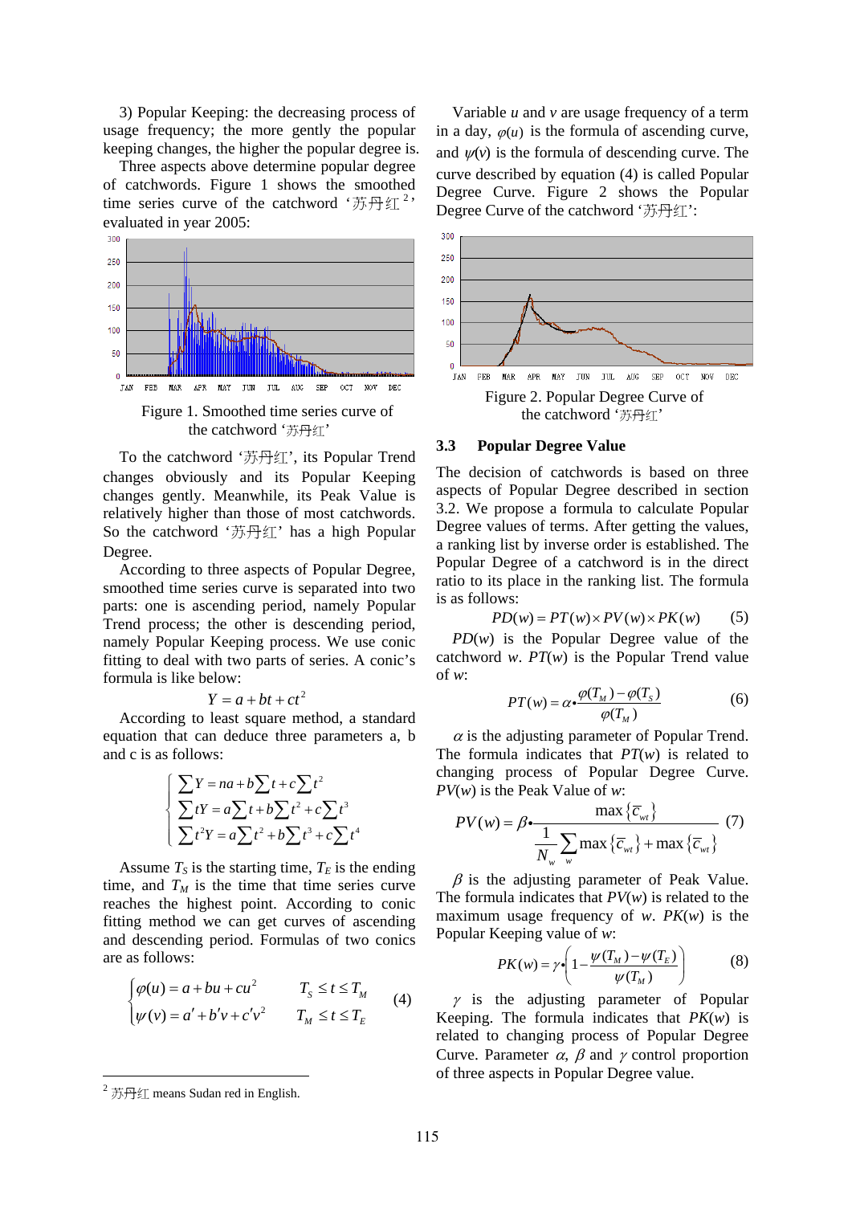3) Popular Keeping: the decreasing process of usage frequency; the more gently the popular keeping changes, the higher the popular degree is.

Three aspects above determine popular degree of catchwords. Figure 1 shows the smoothed time series curve of the catchword '苏丹红[2]' evaluated in year 2005:

Figure 1. Smoothed time series curve of the catchword '苏丹红'

To the catchword '苏丹红', its Popular Trend changes obviously and its Popular Keeping changes gently. Meanwhile, its Peak Value is relatively higher than those of most catchwords. So the catchword '苏丹红' has a high Popular Degree.

According to three aspects of Popular Degree, smoothed time series curve is separated into two parts: one is ascending period, namely Popular Trend process; the other is descending period, namely Popular Keeping process. We use conic fitting to deal with two parts of series. A conic's formula is like below:

$$Y = a + bt + ct^2$$

According to least square method, a standard equation that can deduce three parameters a, b and c is as follows:

$$\begin{cases} \sum Y = na + b\sum t + c\sum t^2 \\ \sum tY = a\sum t + b\sum t^2 + c\sum t^3 \\ \sum t^2 Y = a\sum t^2 + b\sum t^3 + c\sum t^4 \end{cases}$$

Assume $T_S$ is the starting time, $T_E$ is the ending time, and $T_M$ is the time that time series curve reaches the highest point. According to conic fitting method we can get curves of ascending and descending period. Formulas of two conics are as follows:

$$\begin{cases} \varphi(u) = a + bu + cu^2 & T_S \le t \le T_M \\ \psi(v) = a' + b'v + c'v^2 & T_M \le t \le T_E \end{cases} \quad (4)$$

Variable $u$ and $v$ are usage frequency of a term in a day, $\varphi(u)$ is the formula of ascending curve, and $\psi(v)$ is the formula of descending curve. The curve described by equation (4) is called Popular Degree Curve. Figure 2 shows the Popular Degree Curve of the catchword '苏丹红':

Figure 2. Popular Degree Curve of the catchword '苏丹红'

### 3.3 Popular Degree Value

The decision of catchwords is based on three aspects of Popular Degree described in section 3.2. We propose a formula to calculate Popular Degree values of terms. After getting the values, a ranking list by inverse order is established. The Popular Degree of a catchword is in the direct ratio to its place in the ranking list. The formula is as follows:

$$PD(w) = PT(w) \times PV(w) \times PK(w) \quad (5)$$

$PD(w)$ is the Popular Degree value of the catchword $w$. $PT(w)$ is the Popular Trend value of $w$:

$$PT(w) = \alpha \bullet \frac{\varphi(T_M) - \varphi(T_S)}{\varphi(T_M)} \quad (6)$$

$\alpha$ is the adjusting parameter of Popular Trend. The formula indicates that $PT(w)$ is related to changing process of Popular Degree Curve. $PV(w)$ is the Peak Value of $w$:

$$PV(w) = \beta \bullet \frac{\max\{\overline{c}_{wt}\}}{\frac{1}{N_w}\sum_w \max\{\overline{c}_{wt}\} + \max\{\overline{c}_{wt}\}} \quad (7)$$

$\beta$ is the adjusting parameter of Peak Value. The formula indicates that $PV(w)$ is related to the maximum usage frequency of $w$. $PK(w)$ is the Popular Keeping value of $w$:

$$PK(w) = \gamma \bullet \left(1 - \frac{\psi(T_M) - \psi(T_E)}{\psi(T_M)}\right) \quad (8)$$

$\gamma$ is the adjusting parameter of Popular Keeping. The formula indicates that $PK(w)$ is related to changing process of Popular Degree Curve. Parameter $\alpha$, $\beta$ and $\gamma$ control proportion of three aspects in Popular Degree value.

[2] 苏丹红 means Sudan red in English.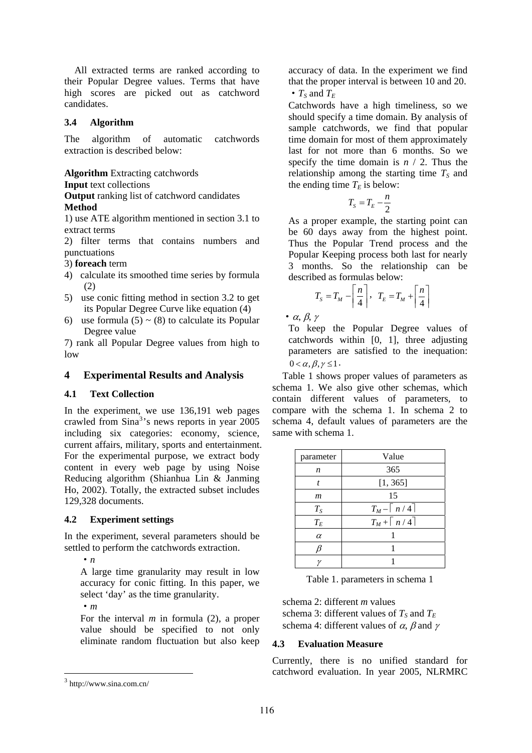All extracted terms are ranked according to their Popular Degree values. Terms that have high scores are picked out as catchword candidates.

### 3.4 Algorithm

The algorithm of automatic catchwords extraction is described below:

**Algorithm** Extracting catchwords
**Input** text collections
**Output** ranking list of catchword candidates
**Method**

1) use ATE algorithm mentioned in section 3.1 to extract terms
2) filter terms that contains numbers and punctuations
3) **foreach** term
4) calculate its smoothed time series by formula (2)
5) use conic fitting method in section 3.2 to get its Popular Degree Curve like equation (4)
6) use formula (5) ~ (8) to calculate its Popular Degree value
7) rank all Popular Degree values from high to low

## 4 Experimental Results and Analysis

### 4.1 Text Collection

In the experiment, we use 136,191 web pages crawled from Sina[3]'s news reports in year 2005 including six categories: economy, science, current affairs, military, sports and entertainment. For the experimental purpose, we extract body content in every web page by using Noise Reducing algorithm (Shianhua Lin & Janming Ho, 2002). Totally, the extracted subset includes 129,328 documents.

### 4.2 Experiment settings

In the experiment, several parameters should be settled to perform the catchwords extraction.

- $n$

A large time granularity may result in low accuracy for conic fitting. In this paper, we select 'day' as the time granularity.

- $m$

For the interval $m$ in formula (2), a proper value should be specified to not only eliminate random fluctuation but also keep accuracy of data. In the experiment we find that the proper interval is between 10 and 20.

- $T_S$ and $T_E$

Catchwords have a high timeliness, so we should specify a time domain. By analysis of sample catchwords, we find that popular time domain for most of them approximately last for not more than 6 months. So we specify the time domain is $n$ / 2. Thus the relationship among the starting time $T_S$ and the ending time $T_E$ is below:

$$T_S = T_E - \frac{n}{2}$$

As a proper example, the starting point can be 60 days away from the highest point. Thus the Popular Trend process and the Popular Keeping process both last for nearly 3 months. So the relationship can be described as formulas below:

$$T_S = T_M - \left\lceil \frac{n}{4} \right\rceil, \ \ T_E = T_M + \left\lceil \frac{n}{4} \right\rceil$$

- $\alpha, \beta, \gamma$

To keep the Popular Degree values of catchwords within [0, 1], three adjusting parameters are satisfied to the inequation: $0 < \alpha, \beta, \gamma \leq 1$.

Table 1 shows proper values of parameters as schema 1. We also give other schemas, which contain different values of parameters, to compare with the schema 1. In schema 2 to schema 4, default values of parameters are the same with schema 1.

| parameter | Value |
|---|---|
| $n$ | 365 |
| $t$ | [1, 365] |
| $m$ | 15 |
| $T_S$ | $T_M - \lceil n/4 \rceil$ |
| $T_E$ | $T_M + \lceil n/4 \rceil$ |
| $\alpha$ | 1 |
| $\beta$ | 1 |
| $\gamma$ | 1 |

Table 1. parameters in schema 1

schema 2: different $m$ values
schema 3: different values of $T_S$ and $T_E$
schema 4: different values of $\alpha$, $\beta$ and $\gamma$

### 4.3 Evaluation Measure

Currently, there is no unified standard for catchword evaluation. In year 2005, NLRMRC

[3] http://www.sina.com.cn/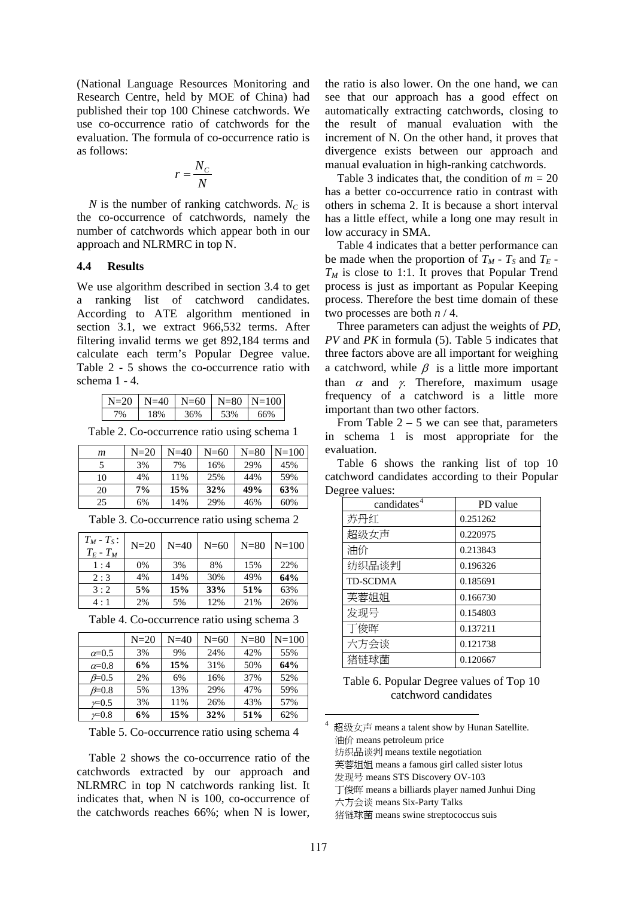(National Language Resources Monitoring and Research Centre, held by MOE of China) had published their top 100 Chinese catchwords. We use co-occurrence ratio of catchwords for the evaluation. The formula of co-occurrence ratio is as follows:

$$r = \frac{N_C}{N}$$

$N$ is the number of ranking catchwords. $N_C$ is the co-occurrence of catchwords, namely the number of catchwords which appear both in our approach and NLRMRC in top N.

### 4.4 Results

We use algorithm described in section 3.4 to get a ranking list of catchword candidates. According to ATE algorithm mentioned in section 3.1, we extract 966,532 terms. After filtering invalid terms we get 892,184 terms and calculate each term's Popular Degree value. Table 2 - 5 shows the co-occurrence ratio with schema 1 - 4.

| N=20 | N=40 | N=60 | N=80 | N=100 |
|---|---|---|---|---|
| 7% | 18% | 36% | 53% | 66% |

Table 2. Co-occurrence ratio using schema 1

| $m$ | N=20 | N=40 | N=60 | N=80 | N=100 |
|---|---|---|---|---|---|
| 5 | 3% | 7% | 16% | 29% | 45% |
| 10 | 4% | 11% | 25% | 44% | 59% |
| 20 | **7%** | **15%** | **32%** | **49%** | **63%** |
| 25 | 6% | 14% | 29% | 46% | 60% |

Table 3. Co-occurrence ratio using schema 2

| $T_M$ - $T_S$ : $T_E$ - $T_M$ | N=20 | N=40 | N=60 | N=80 | N=100 |
|---|---|---|---|---|---|
| 1 : 4 | 0% | 3% | 8% | 15% | 22% |
| 2 : 3 | 4% | 14% | 30% | 49% | **64%** |
| 3 : 2 | **5%** | **15%** | **33%** | **51%** | 63% |
| 4 : 1 | 2% | 5% | 12% | 21% | 26% |

Table 4. Co-occurrence ratio using schema 3

| | N=20 | N=40 | N=60 | N=80 | N=100 |
|---|---|---|---|---|---|
| $\alpha$=0.5 | 3% | 9% | 24% | 42% | 55% |
| $\alpha$=0.8 | **6%** | **15%** | 31% | 50% | **64%** |
| $\beta$=0.5 | 2% | 6% | 16% | 37% | 52% |
| $\beta$=0.8 | 5% | 13% | 29% | 47% | 59% |
| $\gamma$=0.5 | 3% | 11% | 26% | 43% | 57% |
| $\gamma$=0.8 | **6%** | **15%** | **32%** | **51%** | 62% |

Table 5. Co-occurrence ratio using schema 4

Table 2 shows the co-occurrence ratio of the catchwords extracted by our approach and NLRMRC in top N catchwords ranking list. It indicates that, when N is 100, co-occurrence of the catchwords reaches 66%; when N is lower, the ratio is also lower. On the one hand, we can see that our approach has a good effect on automatically extracting catchwords, closing to the result of manual evaluation with the increment of N. On the other hand, it proves that divergence exists between our approach and manual evaluation in high-ranking catchwords.

Table 3 indicates that, the condition of $m$ = 20 has a better co-occurrence ratio in contrast with others in schema 2. It is because a short interval has a little effect, while a long one may result in low accuracy in SMA.

Table 4 indicates that a better performance can be made when the proportion of $T_M$ - $T_S$ and $T_E$ - $T_M$ is close to 1:1. It proves that Popular Trend process is just as important as Popular Keeping process. Therefore the best time domain of these two processes are both $n$ / 4.

Three parameters can adjust the weights of *PD*, *PV* and *PK* in formula (5). Table 5 indicates that three factors above are all important for weighing a catchword, while $\beta$ is a little more important than $\alpha$ and $\gamma$. Therefore, maximum usage frequency of a catchword is a little more important than two other factors.

From Table 2 – 5 we can see that, parameters in schema 1 is most appropriate for the evaluation.

Table 6 shows the ranking list of top 10 catchword candidates according to their Popular Degree values:

| candidates[4] | PD value |
|---|---|
| 苏丹红 | 0.251262 |
| 超级女声 | 0.220975 |
| 油价 | 0.213843 |
| 纺织品谈判 | 0.196326 |
| TD-SCDMA | 0.185691 |
| 芙蓉姐姐 | 0.166730 |
| 发现号 | 0.154803 |
| 丁俊晖 | 0.137211 |
| 六方会谈 | 0.121738 |
| 猪链球菌 | 0.120667 |

Table 6. Popular Degree values of Top 10 catchword candidates

[4] 超级女声 means a talent show by Hunan Satellite.
油价 means petroleum price
纺织品谈判 means textile negotiation
芙蓉姐姐 means a famous girl called sister lotus
发现号 means STS Discovery OV-103
丁俊晖 means a billiards player named Junhui Ding
六方会谈 means Six-Party Talks
猪链球菌 means swine streptococcus suis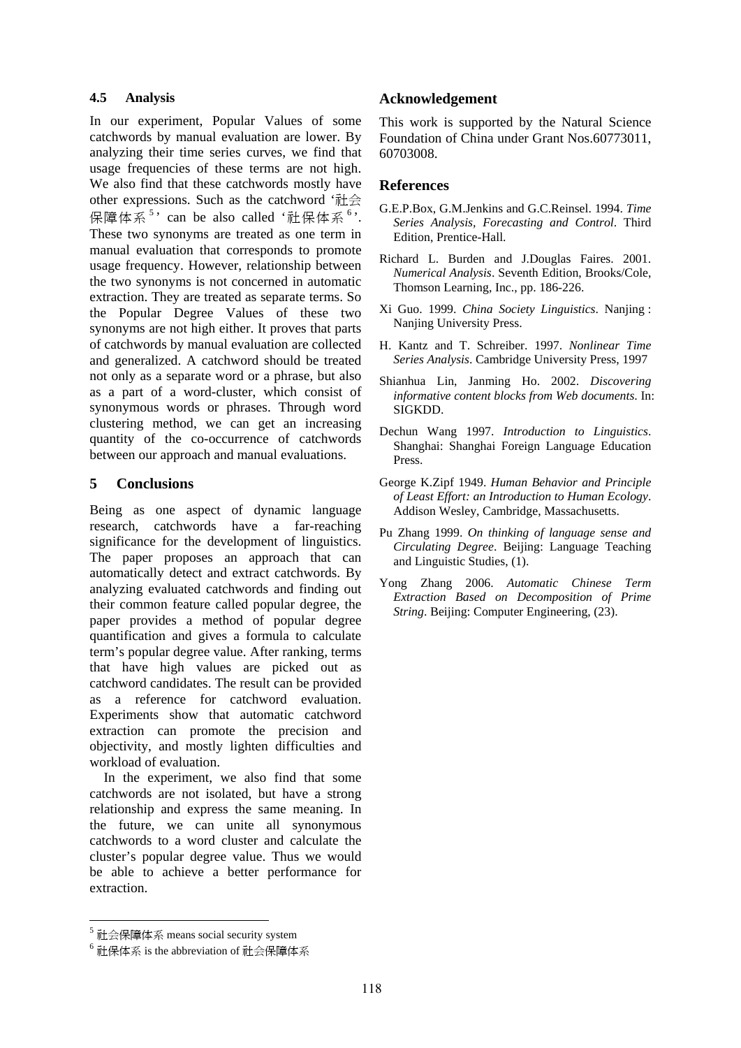### 4.5 Analysis

In our experiment, Popular Values of some catchwords by manual evaluation are lower. By analyzing their time series curves, we find that usage frequencies of these terms are not high. We also find that these catchwords mostly have other expressions. Such as the catchword '社会保障体系[5]' can be also called '社保体系[6]'. These two synonyms are treated as one term in manual evaluation that corresponds to promote usage frequency. However, relationship between the two synonyms is not concerned in automatic extraction. They are treated as separate terms. So the Popular Degree Values of these two synonyms are not high either. It proves that parts of catchwords by manual evaluation are collected and generalized. A catchword should be treated not only as a separate word or a phrase, but also as a part of a word-cluster, which consist of synonymous words or phrases. Through word clustering method, we can get an increasing quantity of the co-occurrence of catchwords between our approach and manual evaluations.

## 5 Conclusions

Being as one aspect of dynamic language research, catchwords have a far-reaching significance for the development of linguistics. The paper proposes an approach that can automatically detect and extract catchwords. By analyzing evaluated catchwords and finding out their common feature called popular degree, the paper provides a method of popular degree quantification and gives a formula to calculate term's popular degree value. After ranking, terms that have high values are picked out as catchword candidates. The result can be provided as a reference for catchword evaluation. Experiments show that automatic catchword extraction can promote the precision and objectivity, and mostly lighten difficulties and workload of evaluation.

In the experiment, we also find that some catchwords are not isolated, but have a strong relationship and express the same meaning. In the future, we can unite all synonymous catchwords to a word cluster and calculate the cluster's popular degree value. Thus we would be able to achieve a better performance for extraction.

[5] 社会保障体系 means social security system

[6] 社保体系 is the abbreviation of 社会保障体系

## Acknowledgement

This work is supported by the Natural Science Foundation of China under Grant Nos.60773011, 60703008.

## References

G.E.P.Box, G.M.Jenkins and G.C.Reinsel. 1994. *Time Series Analysis, Forecasting and Control*. Third Edition, Prentice-Hall.

Richard L. Burden and J.Douglas Faires. 2001. *Numerical Analysis*. Seventh Edition, Brooks/Cole, Thomson Learning, Inc., pp. 186-226.

Xi Guo. 1999. *China Society Linguistics*. Nanjing : Nanjing University Press.

H. Kantz and T. Schreiber. 1997. *Nonlinear Time Series Analysis*. Cambridge University Press, 1997

Shianhua Lin, Janming Ho. 2002. *Discovering informative content blocks from Web documents*. In: SIGKDD.

Dechun Wang 1997. *Introduction to Linguistics*. Shanghai: Shanghai Foreign Language Education Press.

George K.Zipf 1949. *Human Behavior and Principle of Least Effort: an Introduction to Human Ecology*. Addison Wesley, Cambridge, Massachusetts.

Pu Zhang 1999. *On thinking of language sense and Circulating Degree*. Beijing: Language Teaching and Linguistic Studies, (1).

Yong Zhang 2006. *Automatic Chinese Term Extraction Based on Decomposition of Prime String*. Beijing: Computer Engineering, (23).